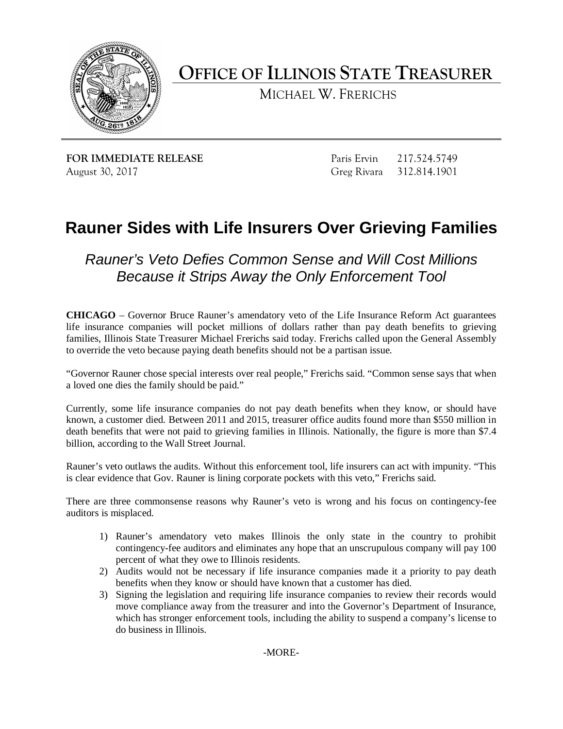# OFFICE OF ILLINOIS STATE TREASURER

MICHAEL W. FRERICHS

**FOR IMMEDIATE RELEASE**
August 30, 2017

Paris Ervin 217.524.5749
Greg Rivara 312.814.1901

## Rauner Sides with Life Insurers Over Grieving Families

### *Rauner's Veto Defies Common Sense and Will Cost Millions Because it Strips Away the Only Enforcement Tool*

**CHICAGO** – Governor Bruce Rauner's amendatory veto of the Life Insurance Reform Act guarantees life insurance companies will pocket millions of dollars rather than pay death benefits to grieving families, Illinois State Treasurer Michael Frerichs said today. Frerichs called upon the General Assembly to override the veto because paying death benefits should not be a partisan issue.

"Governor Rauner chose special interests over real people," Frerichs said. "Common sense says that when a loved one dies the family should be paid."

Currently, some life insurance companies do not pay death benefits when they know, or should have known, a customer died. Between 2011 and 2015, treasurer office audits found more than $550 million in death benefits that were not paid to grieving families in Illinois. Nationally, the figure is more than $7.4 billion, according to the Wall Street Journal.

Rauner's veto outlaws the audits. Without this enforcement tool, life insurers can act with impunity. "This is clear evidence that Gov. Rauner is lining corporate pockets with this veto," Frerichs said.

There are three commonsense reasons why Rauner's veto is wrong and his focus on contingency-fee auditors is misplaced.

1) Rauner's amendatory veto makes Illinois the only state in the country to prohibit contingency-fee auditors and eliminates any hope that an unscrupulous company will pay 100 percent of what they owe to Illinois residents.
2) Audits would not be necessary if life insurance companies made it a priority to pay death benefits when they know or should have known that a customer has died.
3) Signing the legislation and requiring life insurance companies to review their records would move compliance away from the treasurer and into the Governor's Department of Insurance, which has stronger enforcement tools, including the ability to suspend a company's license to do business in Illinois.

-MORE-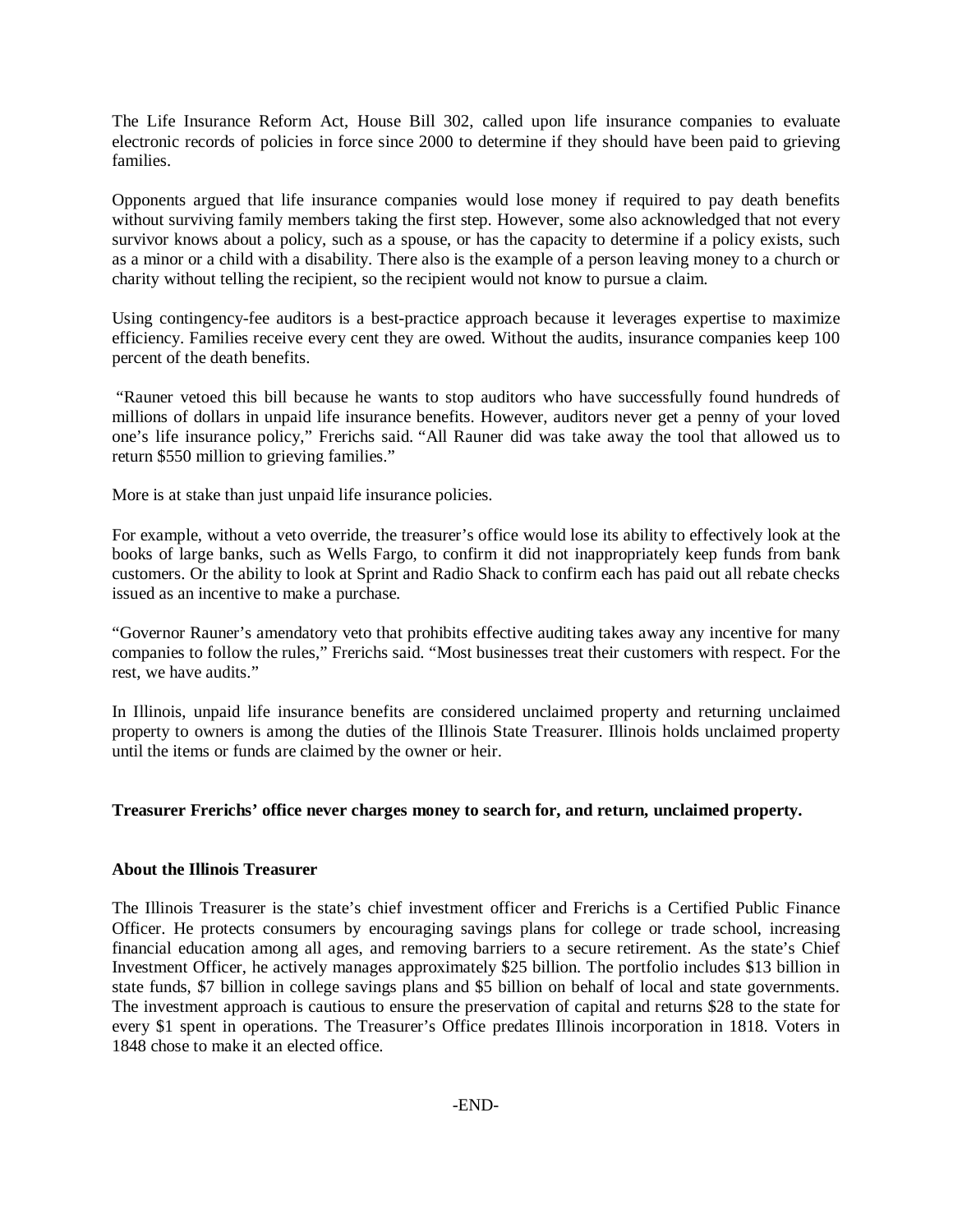The Life Insurance Reform Act, House Bill 302, called upon life insurance companies to evaluate electronic records of policies in force since 2000 to determine if they should have been paid to grieving families.

Opponents argued that life insurance companies would lose money if required to pay death benefits without surviving family members taking the first step. However, some also acknowledged that not every survivor knows about a policy, such as a spouse, or has the capacity to determine if a policy exists, such as a minor or a child with a disability. There also is the example of a person leaving money to a church or charity without telling the recipient, so the recipient would not know to pursue a claim.

Using contingency-fee auditors is a best-practice approach because it leverages expertise to maximize efficiency. Families receive every cent they are owed. Without the audits, insurance companies keep 100 percent of the death benefits.

"Rauner vetoed this bill because he wants to stop auditors who have successfully found hundreds of millions of dollars in unpaid life insurance benefits. However, auditors never get a penny of your loved one's life insurance policy," Frerichs said. "All Rauner did was take away the tool that allowed us to return $550 million to grieving families."

More is at stake than just unpaid life insurance policies.

For example, without a veto override, the treasurer's office would lose its ability to effectively look at the books of large banks, such as Wells Fargo, to confirm it did not inappropriately keep funds from bank customers. Or the ability to look at Sprint and Radio Shack to confirm each has paid out all rebate checks issued as an incentive to make a purchase.

"Governor Rauner's amendatory veto that prohibits effective auditing takes away any incentive for many companies to follow the rules," Frerichs said. "Most businesses treat their customers with respect. For the rest, we have audits."

In Illinois, unpaid life insurance benefits are considered unclaimed property and returning unclaimed property to owners is among the duties of the Illinois State Treasurer. Illinois holds unclaimed property until the items or funds are claimed by the owner or heir.

**Treasurer Frerichs' office never charges money to search for, and return, unclaimed property.**

**About the Illinois Treasurer**

The Illinois Treasurer is the state's chief investment officer and Frerichs is a Certified Public Finance Officer. He protects consumers by encouraging savings plans for college or trade school, increasing financial education among all ages, and removing barriers to a secure retirement. As the state's Chief Investment Officer, he actively manages approximately $25 billion. The portfolio includes $13 billion in state funds, $7 billion in college savings plans and $5 billion on behalf of local and state governments. The investment approach is cautious to ensure the preservation of capital and returns $28 to the state for every $1 spent in operations. The Treasurer's Office predates Illinois incorporation in 1818. Voters in 1848 chose to make it an elected office.

-END-